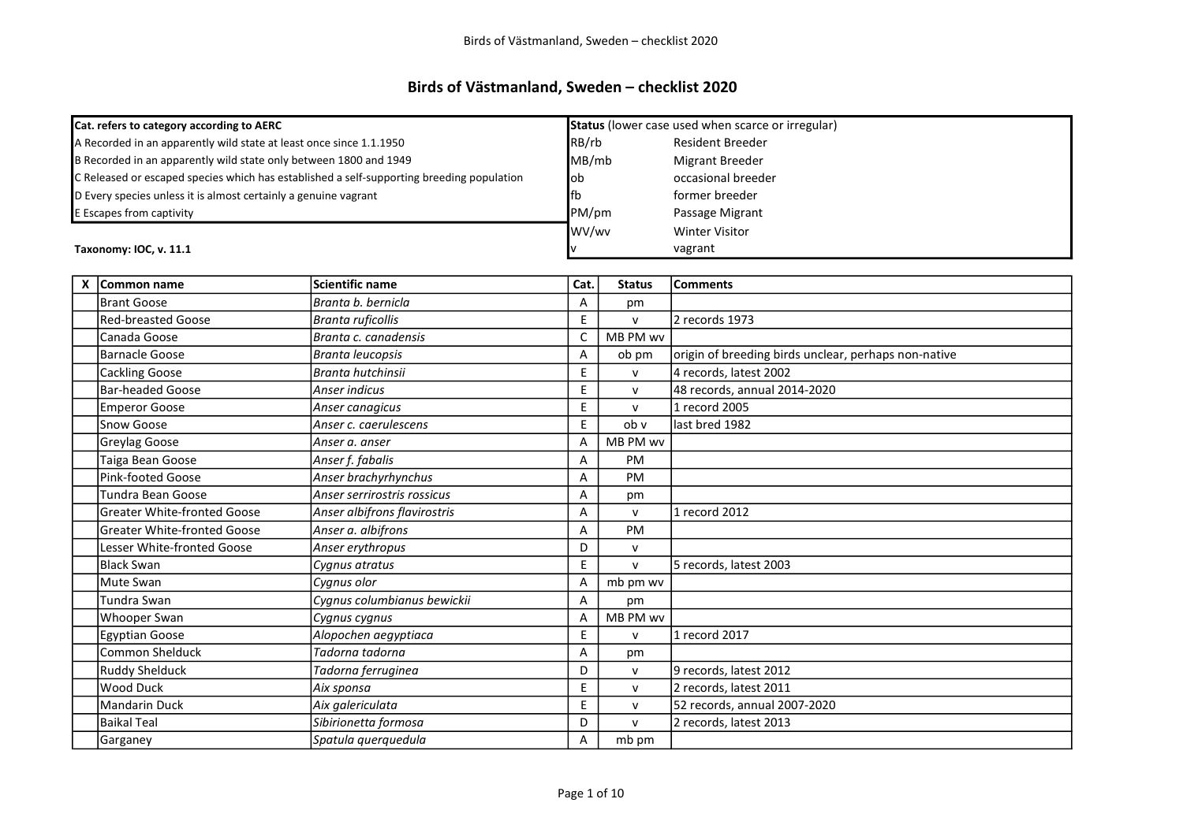# Birds of Västmanland, Sweden – checklist 2020

| Cat. refers to category according to AERC | |
|---|---|
| A Recorded in an apparently wild state at least once since 1.1.1950 | |
| B Recorded in an apparently wild state only between 1800 and 1949 | |
| C Released or escaped species which has established a self-supporting breeding population | |
| D Every species unless it is almost certainly a genuine vagrant | |
| E Escapes from captivity | |

| **Status** (lower case used when scarce or irregular) | |
|---|---|
| RB/rb | Resident Breeder |
| MB/mb | Migrant Breeder |
| ob | occasional breeder |
| fb | former breeder |
| PM/pm | Passage Migrant |
| WV/wv | Winter Visitor |
| v | vagrant |

**Taxonomy: IOC, v. 11.1**

| X | Common name | Scientific name | Cat. | Status | Comments |
|---|---|---|---|---|---|
| | Brant Goose | *Branta b. bernicla* | A | pm | |
| | Red-breasted Goose | *Branta ruficollis* | E | v | 2 records 1973 |
| | Canada Goose | *Branta c. canadensis* | C | MB PM wv | |
| | Barnacle Goose | *Branta leucopsis* | A | ob pm | origin of breeding birds unclear, perhaps non-native |
| | Cackling Goose | *Branta hutchinsii* | E | v | 4 records, latest 2002 |
| | Bar-headed Goose | *Anser indicus* | E | v | 48 records, annual 2014-2020 |
| | Emperor Goose | *Anser canagicus* | E | v | 1 record 2005 |
| | Snow Goose | *Anser c. caerulescens* | E | ob v | last bred 1982 |
| | Greylag Goose | *Anser a. anser* | A | MB PM wv | |
| | Taiga Bean Goose | *Anser f. fabalis* | A | PM | |
| | Pink-footed Goose | *Anser brachyrhynchus* | A | PM | |
| | Tundra Bean Goose | *Anser serrirostris rossicus* | A | pm | |
| | Greater White-fronted Goose | *Anser albifrons flavirostris* | A | v | 1 record 2012 |
| | Greater White-fronted Goose | *Anser a. albifrons* | A | PM | |
| | Lesser White-fronted Goose | *Anser erythropus* | D | v | |
| | Black Swan | *Cygnus atratus* | E | v | 5 records, latest 2003 |
| | Mute Swan | *Cygnus olor* | A | mb pm wv | |
| | Tundra Swan | *Cygnus columbianus bewickii* | A | pm | |
| | Whooper Swan | *Cygnus cygnus* | A | MB PM wv | |
| | Egyptian Goose | *Alopochen aegyptiaca* | E | v | 1 record 2017 |
| | Common Shelduck | *Tadorna tadorna* | A | pm | |
| | Ruddy Shelduck | *Tadorna ferruginea* | D | v | 9 records, latest 2012 |
| | Wood Duck | *Aix sponsa* | E | v | 2 records, latest 2011 |
| | Mandarin Duck | *Aix galericulata* | E | v | 52 records, annual 2007-2020 |
| | Baikal Teal | *Sibirionetta formosa* | D | v | 2 records, latest 2013 |
| | Garganey | *Spatula querquedula* | A | mb pm | |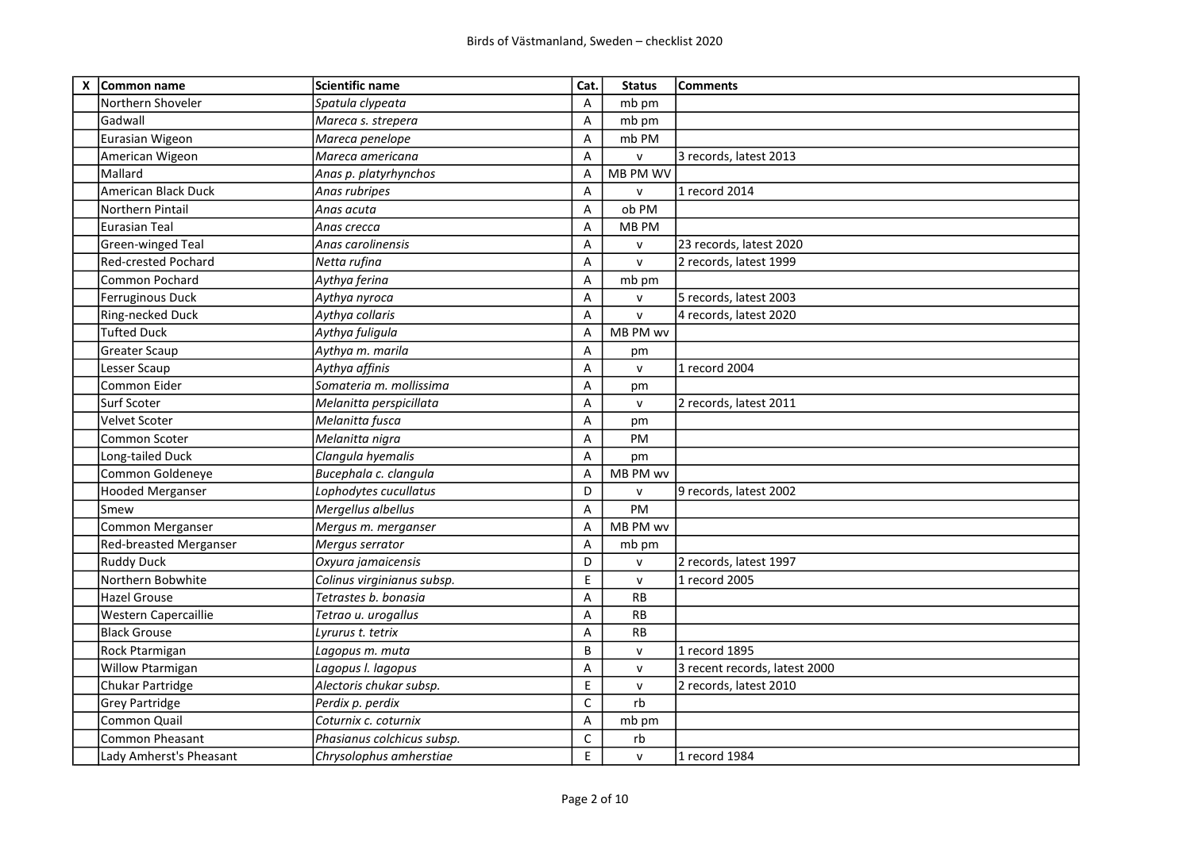| X | Common name | Scientific name | Cat. | Status | Comments |
|---|---|---|---|---|---|
| | Northern Shoveler | *Spatula clypeata* | A | mb pm | |
| | Gadwall | *Mareca s. strepera* | A | mb pm | |
| | Eurasian Wigeon | *Mareca penelope* | A | mb PM | |
| | American Wigeon | *Mareca americana* | A | v | 3 records, latest 2013 |
| | Mallard | *Anas p. platyrhynchos* | A | MB PM WV | |
| | American Black Duck | *Anas rubripes* | A | v | 1 record 2014 |
| | Northern Pintail | *Anas acuta* | A | ob PM | |
| | Eurasian Teal | *Anas crecca* | A | MB PM | |
| | Green-winged Teal | *Anas carolinensis* | A | v | 23 records, latest 2020 |
| | Red-crested Pochard | *Netta rufina* | A | v | 2 records, latest 1999 |
| | Common Pochard | *Aythya ferina* | A | mb pm | |
| | Ferruginous Duck | *Aythya nyroca* | A | v | 5 records, latest 2003 |
| | Ring-necked Duck | *Aythya collaris* | A | v | 4 records, latest 2020 |
| | Tufted Duck | *Aythya fuligula* | A | MB PM wv | |
| | Greater Scaup | *Aythya m. marila* | A | pm | |
| | Lesser Scaup | *Aythya affinis* | A | v | 1 record 2004 |
| | Common Eider | *Somateria m. mollissima* | A | pm | |
| | Surf Scoter | *Melanitta perspicillata* | A | v | 2 records, latest 2011 |
| | Velvet Scoter | *Melanitta fusca* | A | pm | |
| | Common Scoter | *Melanitta nigra* | A | PM | |
| | Long-tailed Duck | *Clangula hyemalis* | A | pm | |
| | Common Goldeneye | *Bucephala c. clangula* | A | MB PM wv | |
| | Hooded Merganser | *Lophodytes cucullatus* | D | v | 9 records, latest 2002 |
| | Smew | *Mergellus albellus* | A | PM | |
| | Common Merganser | *Mergus m. merganser* | A | MB PM wv | |
| | Red-breasted Merganser | *Mergus serrator* | A | mb pm | |
| | Ruddy Duck | *Oxyura jamaicensis* | D | v | 2 records, latest 1997 |
| | Northern Bobwhite | *Colinus virginianus subsp.* | E | v | 1 record 2005 |
| | Hazel Grouse | *Tetrastes b. bonasia* | A | RB | |
| | Western Capercaillie | *Tetrao u. urogallus* | A | RB | |
| | Black Grouse | *Lyrurus t. tetrix* | A | RB | |
| | Rock Ptarmigan | *Lagopus m. muta* | B | v | 1 record 1895 |
| | Willow Ptarmigan | *Lagopus l. lagopus* | A | v | 3 recent records, latest 2000 |
| | Chukar Partridge | *Alectoris chukar subsp.* | E | v | 2 records, latest 2010 |
| | Grey Partridge | *Perdix p. perdix* | C | rb | |
| | Common Quail | *Coturnix c. coturnix* | A | mb pm | |
| | Common Pheasant | *Phasianus colchicus subsp.* | C | rb | |
| | Lady Amherst's Pheasant | *Chrysolophus amherstiae* | E | v | 1 record 1984 |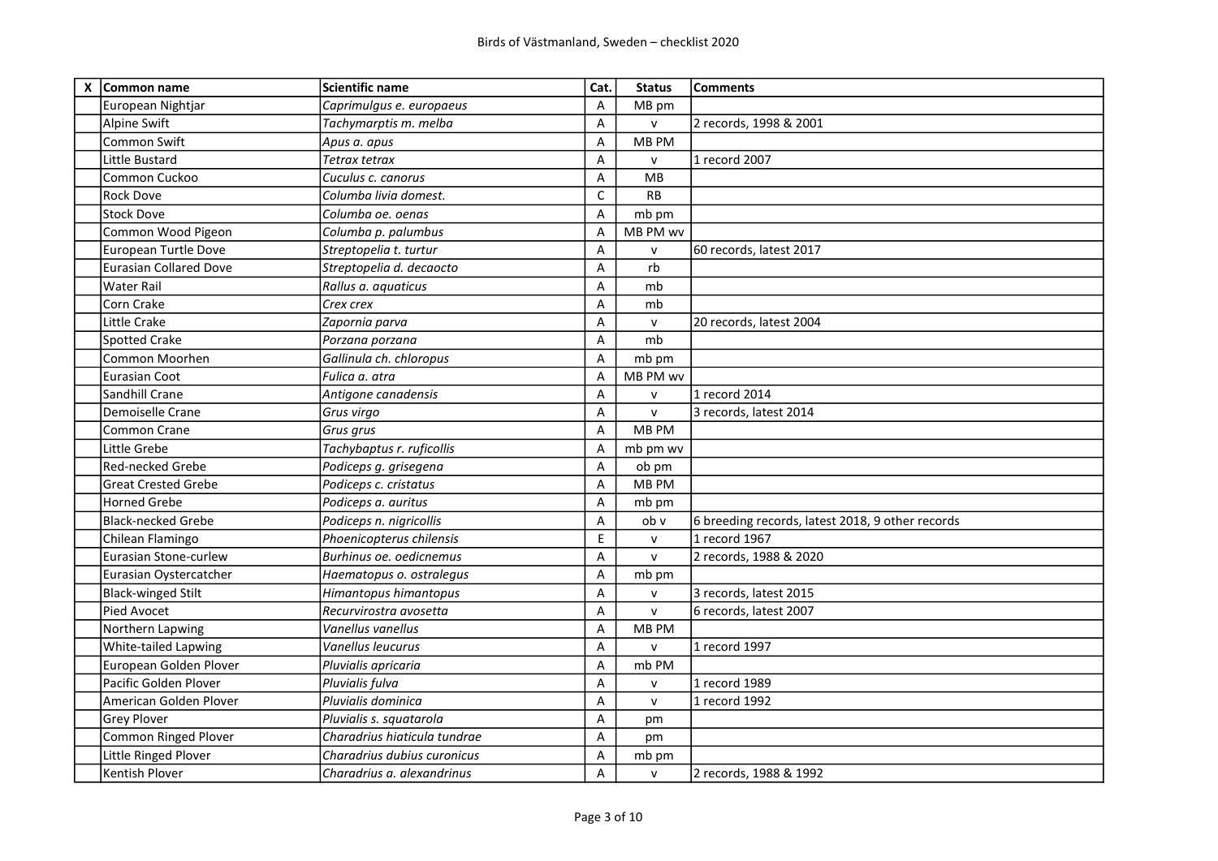| X | Common name | Scientific name | Cat. | Status | Comments |
|---|---|---|---|---|---|
| | European Nightjar | *Caprimulgus e. europaeus* | A | MB pm | |
| | Alpine Swift | *Tachymarptis m. melba* | A | v | 2 records, 1998 & 2001 |
| | Common Swift | *Apus a. apus* | A | MB PM | |
| | Little Bustard | *Tetrax tetrax* | A | v | 1 record 2007 |
| | Common Cuckoo | *Cuculus c. canorus* | A | MB | |
| | Rock Dove | *Columba livia domest.* | C | RB | |
| | Stock Dove | *Columba oe. oenas* | A | mb pm | |
| | Common Wood Pigeon | *Columba p. palumbus* | A | MB PM wv | |
| | European Turtle Dove | *Streptopelia t. turtur* | A | v | 60 records, latest 2017 |
| | Eurasian Collared Dove | *Streptopelia d. decaocto* | A | rb | |
| | Water Rail | *Rallus a. aquaticus* | A | mb | |
| | Corn Crake | *Crex crex* | A | mb | |
| | Little Crake | *Zapornia parva* | A | v | 20 records, latest 2004 |
| | Spotted Crake | *Porzana porzana* | A | mb | |
| | Common Moorhen | *Gallinula ch. chloropus* | A | mb pm | |
| | Eurasian Coot | *Fulica a. atra* | A | MB PM wv | |
| | Sandhill Crane | *Antigone canadensis* | A | v | 1 record 2014 |
| | Demoiselle Crane | *Grus virgo* | A | v | 3 records, latest 2014 |
| | Common Crane | *Grus grus* | A | MB PM | |
| | Little Grebe | *Tachybaptus r. ruficollis* | A | mb pm wv | |
| | Red-necked Grebe | *Podiceps g. grisegena* | A | ob pm | |
| | Great Crested Grebe | *Podiceps c. cristatus* | A | MB PM | |
| | Horned Grebe | *Podiceps a. auritus* | A | mb pm | |
| | Black-necked Grebe | *Podiceps n. nigricollis* | A | ob v | 6 breeding records, latest 2018, 9 other records |
| | Chilean Flamingo | *Phoenicopterus chilensis* | E | v | 1 record 1967 |
| | Eurasian Stone-curlew | *Burhinus oe. oedicnemus* | A | v | 2 records, 1988 & 2020 |
| | Eurasian Oystercatcher | *Haematopus o. ostralegus* | A | mb pm | |
| | Black-winged Stilt | *Himantopus himantopus* | A | v | 3 records, latest 2015 |
| | Pied Avocet | *Recurvirostra avosetta* | A | v | 6 records, latest 2007 |
| | Northern Lapwing | *Vanellus vanellus* | A | MB PM | |
| | White-tailed Lapwing | *Vanellus leucurus* | A | v | 1 record 1997 |
| | European Golden Plover | *Pluvialis apricaria* | A | mb PM | |
| | Pacific Golden Plover | *Pluvialis fulva* | A | v | 1 record 1989 |
| | American Golden Plover | *Pluvialis dominica* | A | v | 1 record 1992 |
| | Grey Plover | *Pluvialis s. squatarola* | A | pm | |
| | Common Ringed Plover | *Charadrius hiaticula tundrae* | A | pm | |
| | Little Ringed Plover | *Charadrius dubius curonicus* | A | mb pm | |
| | Kentish Plover | *Charadrius a. alexandrinus* | A | v | 2 records, 1988 & 1992 |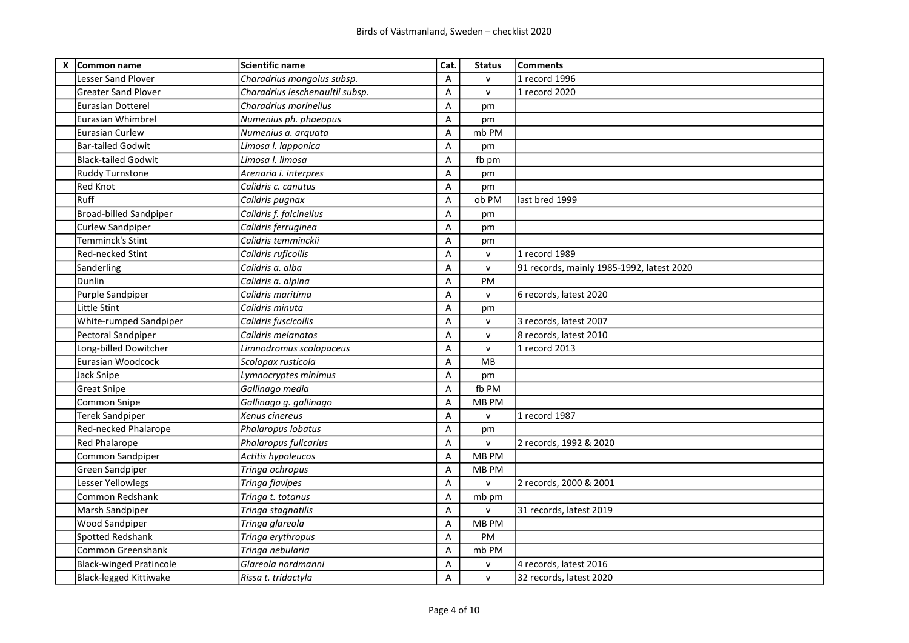| X | Common name | Scientific name | Cat. | Status | Comments |
|---|---|---|---|---|---|
| | Lesser Sand Plover | *Charadrius mongolus subsp.* | A | v | 1 record 1996 |
| | Greater Sand Plover | *Charadrius leschenaultii subsp.* | A | v | 1 record 2020 |
| | Eurasian Dotterel | *Charadrius morinellus* | A | pm | |
| | Eurasian Whimbrel | *Numenius ph. phaeopus* | A | pm | |
| | Eurasian Curlew | *Numenius a. arquata* | A | mb PM | |
| | Bar-tailed Godwit | *Limosa l. lapponica* | A | pm | |
| | Black-tailed Godwit | *Limosa l. limosa* | A | fb pm | |
| | Ruddy Turnstone | *Arenaria i. interpres* | A | pm | |
| | Red Knot | *Calidris c. canutus* | A | pm | |
| | Ruff | *Calidris pugnax* | A | ob PM | last bred 1999 |
| | Broad-billed Sandpiper | *Calidris f. falcinellus* | A | pm | |
| | Curlew Sandpiper | *Calidris ferruginea* | A | pm | |
| | Temminck's Stint | *Calidris temminckii* | A | pm | |
| | Red-necked Stint | *Calidris ruficollis* | A | v | 1 record 1989 |
| | Sanderling | *Calidris a. alba* | A | v | 91 records, mainly 1985-1992, latest 2020 |
| | Dunlin | *Calidris a. alpina* | A | PM | |
| | Purple Sandpiper | *Calidris maritima* | A | v | 6 records, latest 2020 |
| | Little Stint | *Calidris minuta* | A | pm | |
| | White-rumped Sandpiper | *Calidris fuscicollis* | A | v | 3 records, latest 2007 |
| | Pectoral Sandpiper | *Calidris melanotos* | A | v | 8 records, latest 2010 |
| | Long-billed Dowitcher | *Limnodromus scolopaceus* | A | v | 1 record 2013 |
| | Eurasian Woodcock | *Scolopax rusticola* | A | MB | |
| | Jack Snipe | *Lymnocryptes minimus* | A | pm | |
| | Great Snipe | *Gallinago media* | A | fb PM | |
| | Common Snipe | *Gallinago g. gallinago* | A | MB PM | |
| | Terek Sandpiper | *Xenus cinereus* | A | v | 1 record 1987 |
| | Red-necked Phalarope | *Phalaropus lobatus* | A | pm | |
| | Red Phalarope | *Phalaropus fulicarius* | A | v | 2 records, 1992 & 2020 |
| | Common Sandpiper | *Actitis hypoleucos* | A | MB PM | |
| | Green Sandpiper | *Tringa ochropus* | A | MB PM | |
| | Lesser Yellowlegs | *Tringa flavipes* | A | v | 2 records, 2000 & 2001 |
| | Common Redshank | *Tringa t. totanus* | A | mb pm | |
| | Marsh Sandpiper | *Tringa stagnatilis* | A | v | 31 records, latest 2019 |
| | Wood Sandpiper | *Tringa glareola* | A | MB PM | |
| | Spotted Redshank | *Tringa erythropus* | A | PM | |
| | Common Greenshank | *Tringa nebularia* | A | mb PM | |
| | Black-winged Pratincole | *Glareola nordmanni* | A | v | 4 records, latest 2016 |
| | Black-legged Kittiwake | *Rissa t. tridactyla* | A | v | 32 records, latest 2020 |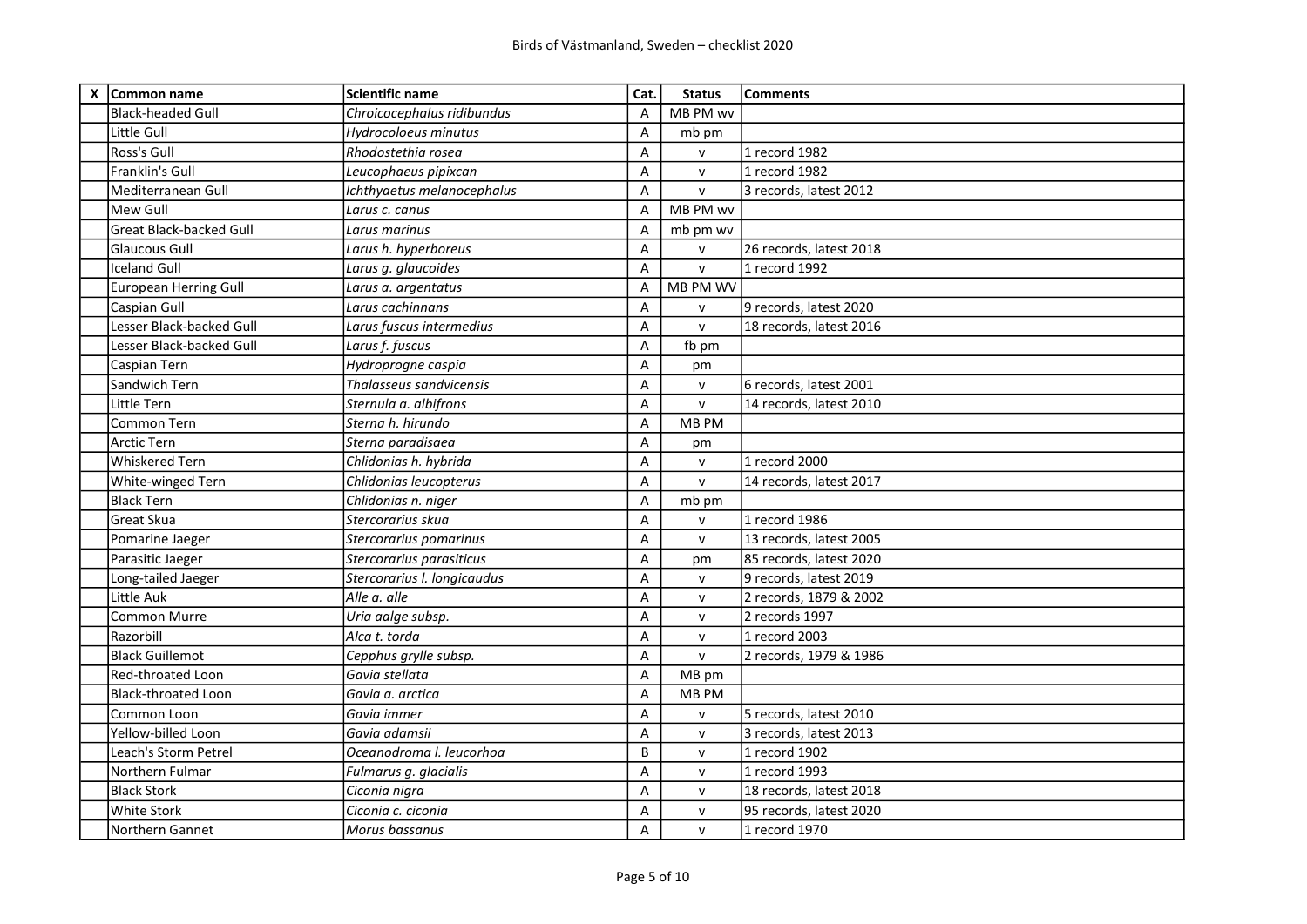| X | Common name | Scientific name | Cat. | Status | Comments |
|---|---|---|---|---|---|
| | Black-headed Gull | *Chroicocephalus ridibundus* | A | MB PM wv | |
| | Little Gull | *Hydrocoloeus minutus* | A | mb pm | |
| | Ross's Gull | *Rhodostethia rosea* | A | v | 1 record 1982 |
| | Franklin's Gull | *Leucophaeus pipixcan* | A | v | 1 record 1982 |
| | Mediterranean Gull | *Ichthyaetus melanocephalus* | A | v | 3 records, latest 2012 |
| | Mew Gull | *Larus c. canus* | A | MB PM wv | |
| | Great Black-backed Gull | *Larus marinus* | A | mb pm wv | |
| | Glaucous Gull | *Larus h. hyperboreus* | A | v | 26 records, latest 2018 |
| | Iceland Gull | *Larus g. glaucoides* | A | v | 1 record 1992 |
| | European Herring Gull | *Larus a. argentatus* | A | MB PM WV | |
| | Caspian Gull | *Larus cachinnans* | A | v | 9 records, latest 2020 |
| | Lesser Black-backed Gull | *Larus fuscus intermedius* | A | v | 18 records, latest 2016 |
| | Lesser Black-backed Gull | *Larus f. fuscus* | A | fb pm | |
| | Caspian Tern | *Hydroprogne caspia* | A | pm | |
| | Sandwich Tern | *Thalasseus sandvicensis* | A | v | 6 records, latest 2001 |
| | Little Tern | *Sternula a. albifrons* | A | v | 14 records, latest 2010 |
| | Common Tern | *Sterna h. hirundo* | A | MB PM | |
| | Arctic Tern | *Sterna paradisaea* | A | pm | |
| | Whiskered Tern | *Chlidonias h. hybrida* | A | v | 1 record 2000 |
| | White-winged Tern | *Chlidonias leucopterus* | A | v | 14 records, latest 2017 |
| | Black Tern | *Chlidonias n. niger* | A | mb pm | |
| | Great Skua | *Stercorarius skua* | A | v | 1 record 1986 |
| | Pomarine Jaeger | *Stercorarius pomarinus* | A | v | 13 records, latest 2005 |
| | Parasitic Jaeger | *Stercorarius parasiticus* | A | pm | 85 records, latest 2020 |
| | Long-tailed Jaeger | *Stercorarius l. longicaudus* | A | v | 9 records, latest 2019 |
| | Little Auk | *Alle a. alle* | A | v | 2 records, 1879 & 2002 |
| | Common Murre | *Uria aalge subsp.* | A | v | 2 records 1997 |
| | Razorbill | *Alca t. torda* | A | v | 1 record 2003 |
| | Black Guillemot | *Cepphus grylle subsp.* | A | v | 2 records, 1979 & 1986 |
| | Red-throated Loon | *Gavia stellata* | A | MB pm | |
| | Black-throated Loon | *Gavia a. arctica* | A | MB PM | |
| | Common Loon | *Gavia immer* | A | v | 5 records, latest 2010 |
| | Yellow-billed Loon | *Gavia adamsii* | A | v | 3 records, latest 2013 |
| | Leach's Storm Petrel | *Oceanodroma l. leucorhoa* | B | v | 1 record 1902 |
| | Northern Fulmar | *Fulmarus g. glacialis* | A | v | 1 record 1993 |
| | Black Stork | *Ciconia nigra* | A | v | 18 records, latest 2018 |
| | White Stork | *Ciconia c. ciconia* | A | v | 95 records, latest 2020 |
| | Northern Gannet | *Morus bassanus* | A | v | 1 record 1970 |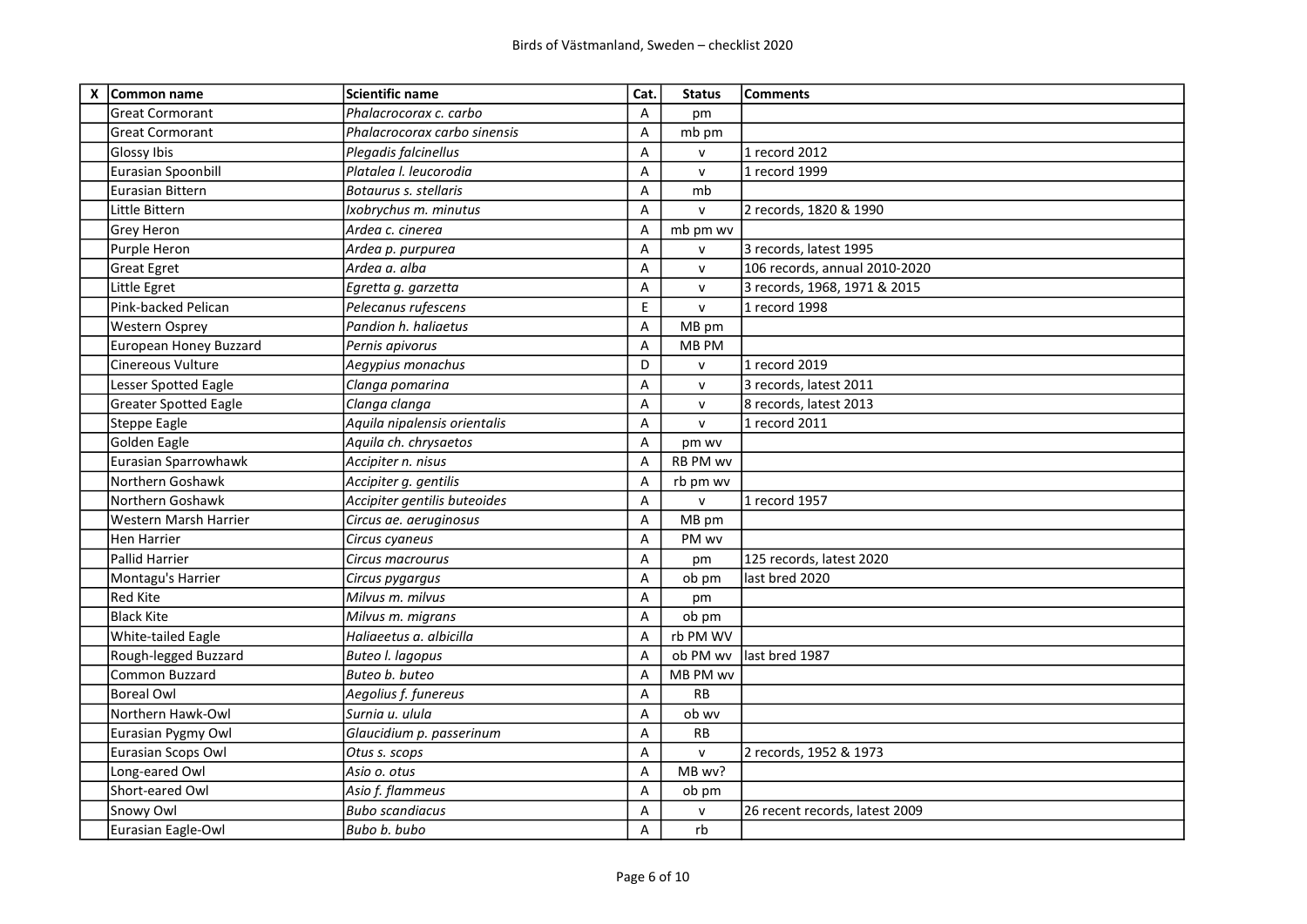| X | Common name | Scientific name | Cat. | Status | Comments |
|---|---|---|---|---|---|
| | Great Cormorant | *Phalacrocorax c. carbo* | A | pm | |
| | Great Cormorant | *Phalacrocorax carbo sinensis* | A | mb pm | |
| | Glossy Ibis | *Plegadis falcinellus* | A | v | 1 record 2012 |
| | Eurasian Spoonbill | *Platalea l. leucorodia* | A | v | 1 record 1999 |
| | Eurasian Bittern | *Botaurus s. stellaris* | A | mb | |
| | Little Bittern | *Ixobrychus m. minutus* | A | v | 2 records, 1820 & 1990 |
| | Grey Heron | *Ardea c. cinerea* | A | mb pm wv | |
| | Purple Heron | *Ardea p. purpurea* | A | v | 3 records, latest 1995 |
| | Great Egret | *Ardea a. alba* | A | v | 106 records, annual 2010-2020 |
| | Little Egret | *Egretta g. garzetta* | A | v | 3 records, 1968, 1971 & 2015 |
| | Pink-backed Pelican | *Pelecanus rufescens* | E | v | 1 record 1998 |
| | Western Osprey | *Pandion h. haliaetus* | A | MB pm | |
| | European Honey Buzzard | *Pernis apivorus* | A | MB PM | |
| | Cinereous Vulture | *Aegypius monachus* | D | v | 1 record 2019 |
| | Lesser Spotted Eagle | *Clanga pomarina* | A | v | 3 records, latest 2011 |
| | Greater Spotted Eagle | *Clanga clanga* | A | v | 8 records, latest 2013 |
| | Steppe Eagle | *Aquila nipalensis orientalis* | A | v | 1 record 2011 |
| | Golden Eagle | *Aquila ch. chrysaetos* | A | pm wv | |
| | Eurasian Sparrowhawk | *Accipiter n. nisus* | A | RB PM wv | |
| | Northern Goshawk | *Accipiter g. gentilis* | A | rb pm wv | |
| | Northern Goshawk | *Accipiter gentilis buteoides* | A | v | 1 record 1957 |
| | Western Marsh Harrier | *Circus ae. aeruginosus* | A | MB pm | |
| | Hen Harrier | *Circus cyaneus* | A | PM wv | |
| | Pallid Harrier | *Circus macrourus* | A | pm | 125 records, latest 2020 |
| | Montagu's Harrier | *Circus pygargus* | A | ob pm | last bred 2020 |
| | Red Kite | *Milvus m. milvus* | A | pm | |
| | Black Kite | *Milvus m. migrans* | A | ob pm | |
| | White-tailed Eagle | *Haliaeetus a. albicilla* | A | rb PM WV | |
| | Rough-legged Buzzard | *Buteo l. lagopus* | A | ob PM wv | last bred 1987 |
| | Common Buzzard | *Buteo b. buteo* | A | MB PM wv | |
| | Boreal Owl | *Aegolius f. funereus* | A | RB | |
| | Northern Hawk-Owl | *Surnia u. ulula* | A | ob wv | |
| | Eurasian Pygmy Owl | *Glaucidium p. passerinum* | A | RB | |
| | Eurasian Scops Owl | *Otus s. scops* | A | v | 2 records, 1952 & 1973 |
| | Long-eared Owl | *Asio o. otus* | A | MB wv? | |
| | Short-eared Owl | *Asio f. flammeus* | A | ob pm | |
| | Snowy Owl | *Bubo scandiacus* | A | v | 26 recent records, latest 2009 |
| | Eurasian Eagle-Owl | *Bubo b. bubo* | A | rb | |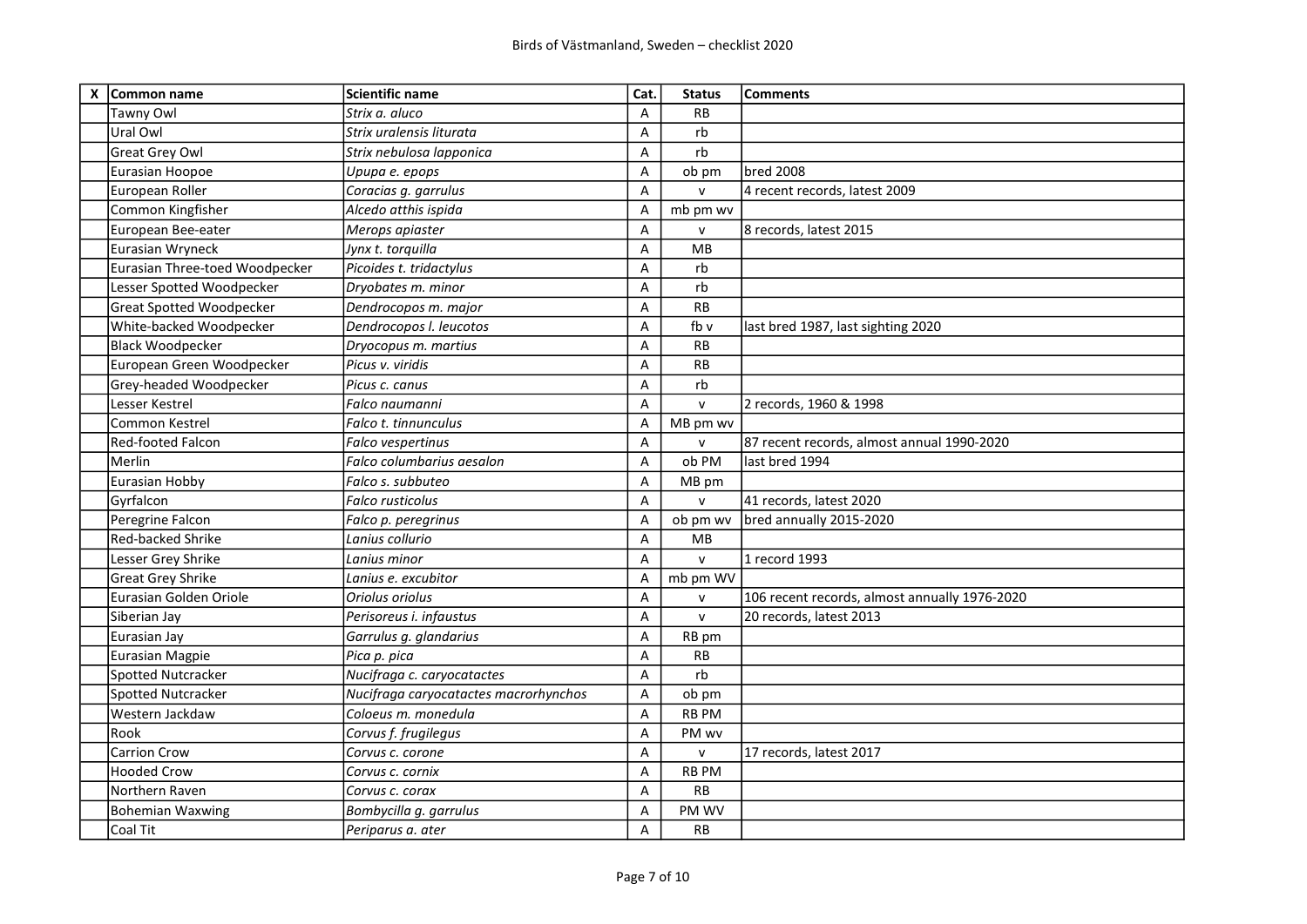| X | Common name | Scientific name | Cat. | Status | Comments |
|---|---|---|---|---|---|
| | Tawny Owl | *Strix a. aluco* | A | RB | |
| | Ural Owl | *Strix uralensis liturata* | A | rb | |
| | Great Grey Owl | *Strix nebulosa lapponica* | A | rb | |
| | Eurasian Hoopoe | *Upupa e. epops* | A | ob pm | bred 2008 |
| | European Roller | *Coracias g. garrulus* | A | v | 4 recent records, latest 2009 |
| | Common Kingfisher | *Alcedo atthis ispida* | A | mb pm wv | |
| | European Bee-eater | *Merops apiaster* | A | v | 8 records, latest 2015 |
| | Eurasian Wryneck | *Jynx t. torquilla* | A | MB | |
| | Eurasian Three-toed Woodpecker | *Picoides t. tridactylus* | A | rb | |
| | Lesser Spotted Woodpecker | *Dryobates m. minor* | A | rb | |
| | Great Spotted Woodpecker | *Dendrocopos m. major* | A | RB | |
| | White-backed Woodpecker | *Dendrocopos l. leucotos* | A | fb v | last bred 1987, last sighting 2020 |
| | Black Woodpecker | *Dryocopus m. martius* | A | RB | |
| | European Green Woodpecker | *Picus v. viridis* | A | RB | |
| | Grey-headed Woodpecker | *Picus c. canus* | A | rb | |
| | Lesser Kestrel | *Falco naumanni* | A | v | 2 records, 1960 & 1998 |
| | Common Kestrel | *Falco t. tinnunculus* | A | MB pm wv | |
| | Red-footed Falcon | *Falco vespertinus* | A | v | 87 recent records, almost annual 1990-2020 |
| | Merlin | *Falco columbarius aesalon* | A | ob PM | last bred 1994 |
| | Eurasian Hobby | *Falco s. subbuteo* | A | MB pm | |
| | Gyrfalcon | *Falco rusticolus* | A | v | 41 records, latest 2020 |
| | Peregrine Falcon | *Falco p. peregrinus* | A | ob pm wv | bred annually 2015-2020 |
| | Red-backed Shrike | *Lanius collurio* | A | MB | |
| | Lesser Grey Shrike | *Lanius minor* | A | v | 1 record 1993 |
| | Great Grey Shrike | *Lanius e. excubitor* | A | mb pm WV | |
| | Eurasian Golden Oriole | *Oriolus oriolus* | A | v | 106 recent records, almost annually 1976-2020 |
| | Siberian Jay | *Perisoreus i. infaustus* | A | v | 20 records, latest 2013 |
| | Eurasian Jay | *Garrulus g. glandarius* | A | RB pm | |
| | Eurasian Magpie | *Pica p. pica* | A | RB | |
| | Spotted Nutcracker | *Nucifraga c. caryocatactes* | A | rb | |
| | Spotted Nutcracker | *Nucifraga caryocatactes macrorhynchos* | A | ob pm | |
| | Western Jackdaw | *Coloeus m. monedula* | A | RB PM | |
| | Rook | *Corvus f. frugilegus* | A | PM wv | |
| | Carrion Crow | *Corvus c. corone* | A | v | 17 records, latest 2017 |
| | Hooded Crow | *Corvus c. cornix* | A | RB PM | |
| | Northern Raven | *Corvus c. corax* | A | RB | |
| | Bohemian Waxwing | *Bombycilla g. garrulus* | A | PM WV | |
| | Coal Tit | *Periparus a. ater* | A | RB | |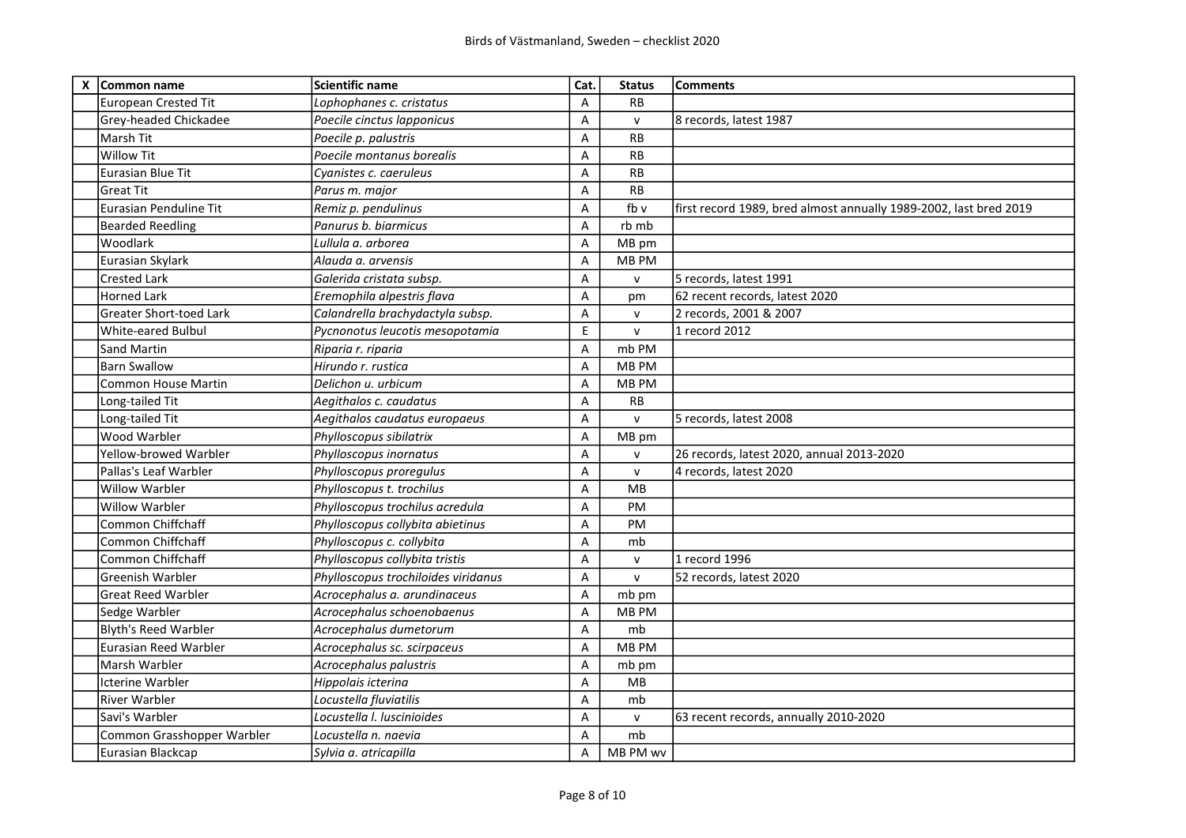| X | Common name | Scientific name | Cat. | Status | Comments |
|---|---|---|---|---|---|
| | European Crested Tit | *Lophophanes c. cristatus* | A | RB | |
| | Grey-headed Chickadee | *Poecile cinctus lapponicus* | A | v | 8 records, latest 1987 |
| | Marsh Tit | *Poecile p. palustris* | A | RB | |
| | Willow Tit | *Poecile montanus borealis* | A | RB | |
| | Eurasian Blue Tit | *Cyanistes c. caeruleus* | A | RB | |
| | Great Tit | *Parus m. major* | A | RB | |
| | Eurasian Penduline Tit | *Remiz p. pendulinus* | A | fb v | first record 1989, bred almost annually 1989-2002, last bred 2019 |
| | Bearded Reedling | *Panurus b. biarmicus* | A | rb mb | |
| | Woodlark | *Lullula a. arborea* | A | MB pm | |
| | Eurasian Skylark | *Alauda a. arvensis* | A | MB PM | |
| | Crested Lark | *Galerida cristata subsp.* | A | v | 5 records, latest 1991 |
| | Horned Lark | *Eremophila alpestris flava* | A | pm | 62 recent records, latest 2020 |
| | Greater Short-toed Lark | *Calandrella brachydactyla subsp.* | A | v | 2 records, 2001 & 2007 |
| | White-eared Bulbul | *Pycnonotus leucotis mesopotamia* | E | v | 1 record 2012 |
| | Sand Martin | *Riparia r. riparia* | A | mb PM | |
| | Barn Swallow | *Hirundo r. rustica* | A | MB PM | |
| | Common House Martin | *Delichon u. urbicum* | A | MB PM | |
| | Long-tailed Tit | *Aegithalos c. caudatus* | A | RB | |
| | Long-tailed Tit | *Aegithalos caudatus europaeus* | A | v | 5 records, latest 2008 |
| | Wood Warbler | *Phylloscopus sibilatrix* | A | MB pm | |
| | Yellow-browed Warbler | *Phylloscopus inornatus* | A | v | 26 records, latest 2020, annual 2013-2020 |
| | Pallas's Leaf Warbler | *Phylloscopus proregulus* | A | v | 4 records, latest 2020 |
| | Willow Warbler | *Phylloscopus t. trochilus* | A | MB | |
| | Willow Warbler | *Phylloscopus trochilus acredula* | A | PM | |
| | Common Chiffchaff | *Phylloscopus collybita abietinus* | A | PM | |
| | Common Chiffchaff | *Phylloscopus c. collybita* | A | mb | |
| | Common Chiffchaff | *Phylloscopus collybita tristis* | A | v | 1 record 1996 |
| | Greenish Warbler | *Phylloscopus trochiloides viridanus* | A | v | 52 records, latest 2020 |
| | Great Reed Warbler | *Acrocephalus a. arundinaceus* | A | mb pm | |
| | Sedge Warbler | *Acrocephalus schoenobaenus* | A | MB PM | |
| | Blyth's Reed Warbler | *Acrocephalus dumetorum* | A | mb | |
| | Eurasian Reed Warbler | *Acrocephalus sc. scirpaceus* | A | MB PM | |
| | Marsh Warbler | *Acrocephalus palustris* | A | mb pm | |
| | Icterine Warbler | *Hippolais icterina* | A | MB | |
| | River Warbler | *Locustella fluviatilis* | A | mb | |
| | Savi's Warbler | *Locustella l. luscinioides* | A | v | 63 recent records, annually 2010-2020 |
| | Common Grasshopper Warbler | *Locustella n. naevia* | A | mb | |
| | Eurasian Blackcap | *Sylvia a. atricapilla* | A | MB PM wv | |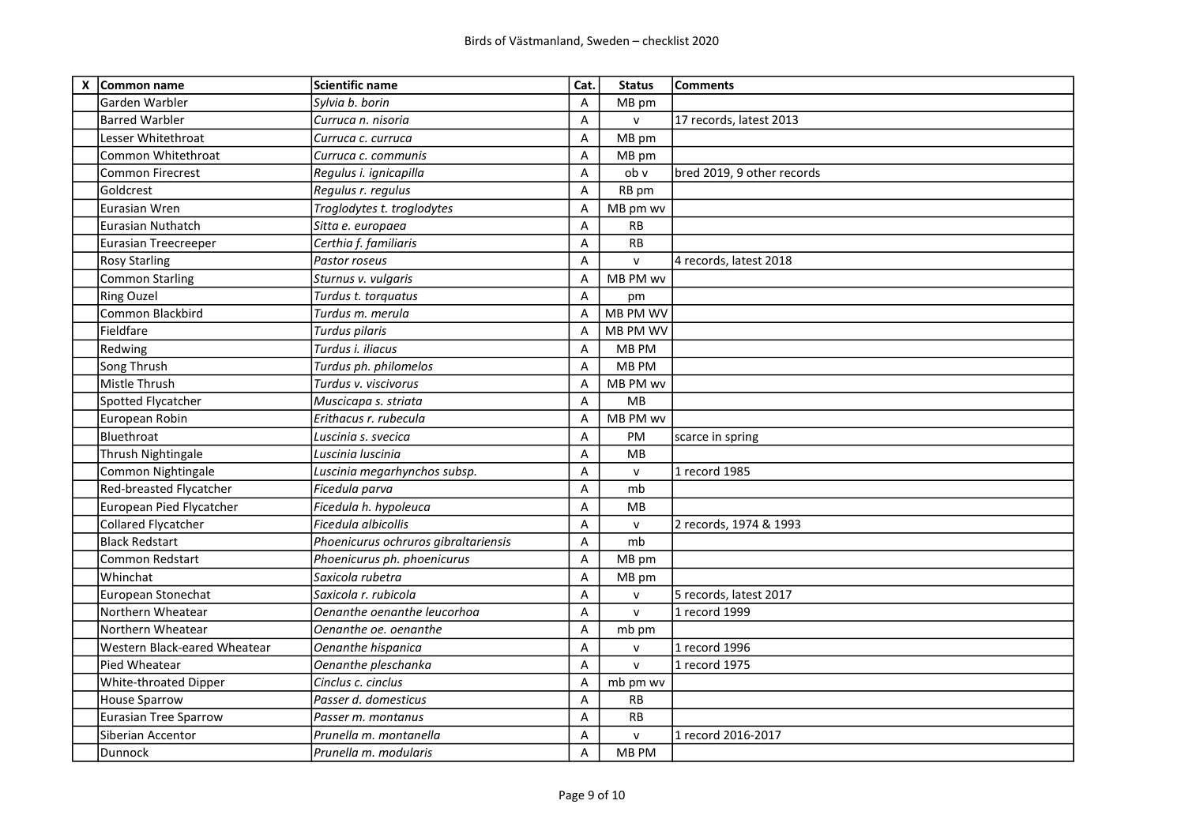| X | Common name | Scientific name | Cat. | Status | Comments |
|---|---|---|---|---|---|
| | Garden Warbler | *Sylvia b. borin* | A | MB pm | |
| | Barred Warbler | *Curruca n. nisoria* | A | v | 17 records, latest 2013 |
| | Lesser Whitethroat | *Curruca c. curruca* | A | MB pm | |
| | Common Whitethroat | *Curruca c. communis* | A | MB pm | |
| | Common Firecrest | *Regulus i. ignicapilla* | A | ob v | bred 2019, 9 other records |
| | Goldcrest | *Regulus r. regulus* | A | RB pm | |
| | Eurasian Wren | *Troglodytes t. troglodytes* | A | MB pm wv | |
| | Eurasian Nuthatch | *Sitta e. europaea* | A | RB | |
| | Eurasian Treecreeper | *Certhia f. familiaris* | A | RB | |
| | Rosy Starling | *Pastor roseus* | A | v | 4 records, latest 2018 |
| | Common Starling | *Sturnus v. vulgaris* | A | MB PM wv | |
| | Ring Ouzel | *Turdus t. torquatus* | A | pm | |
| | Common Blackbird | *Turdus m. merula* | A | MB PM WV | |
| | Fieldfare | *Turdus pilaris* | A | MB PM WV | |
| | Redwing | *Turdus i. iliacus* | A | MB PM | |
| | Song Thrush | *Turdus ph. philomelos* | A | MB PM | |
| | Mistle Thrush | *Turdus v. viscivorus* | A | MB PM wv | |
| | Spotted Flycatcher | *Muscicapa s. striata* | A | MB | |
| | European Robin | *Erithacus r. rubecula* | A | MB PM wv | |
| | Bluethroat | *Luscinia s. svecica* | A | PM | scarce in spring |
| | Thrush Nightingale | *Luscinia luscinia* | A | MB | |
| | Common Nightingale | *Luscinia megarhynchos subsp.* | A | v | 1 record 1985 |
| | Red-breasted Flycatcher | *Ficedula parva* | A | mb | |
| | European Pied Flycatcher | *Ficedula h. hypoleuca* | A | MB | |
| | Collared Flycatcher | *Ficedula albicollis* | A | v | 2 records, 1974 & 1993 |
| | Black Redstart | *Phoenicurus ochruros gibraltariensis* | A | mb | |
| | Common Redstart | *Phoenicurus ph. phoenicurus* | A | MB pm | |
| | Whinchat | *Saxicola rubetra* | A | MB pm | |
| | European Stonechat | *Saxicola r. rubicola* | A | v | 5 records, latest 2017 |
| | Northern Wheatear | *Oenanthe oenanthe leucorhoa* | A | v | 1 record 1999 |
| | Northern Wheatear | *Oenanthe oe. oenanthe* | A | mb pm | |
| | Western Black-eared Wheatear | *Oenanthe hispanica* | A | v | 1 record 1996 |
| | Pied Wheatear | *Oenanthe pleschanka* | A | v | 1 record 1975 |
| | White-throated Dipper | *Cinclus c. cinclus* | A | mb pm wv | |
| | House Sparrow | *Passer d. domesticus* | A | RB | |
| | Eurasian Tree Sparrow | *Passer m. montanus* | A | RB | |
| | Siberian Accentor | *Prunella m. montanella* | A | v | 1 record 2016-2017 |
| | Dunnock | *Prunella m. modularis* | A | MB PM | |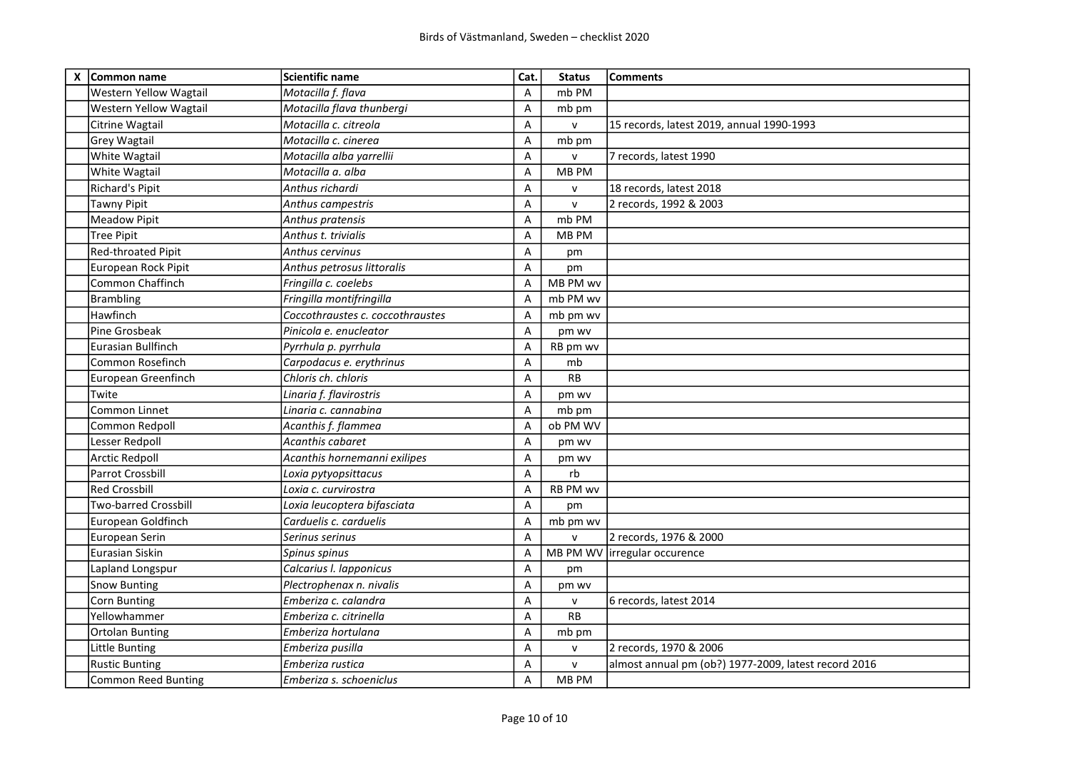| X | Common name | Scientific name | Cat. | Status | Comments |
|---|---|---|---|---|---|
| | Western Yellow Wagtail | *Motacilla f. flava* | A | mb PM | |
| | Western Yellow Wagtail | *Motacilla flava thunbergi* | A | mb pm | |
| | Citrine Wagtail | *Motacilla c. citreola* | A | v | 15 records, latest 2019, annual 1990-1993 |
| | Grey Wagtail | *Motacilla c. cinerea* | A | mb pm | |
| | White Wagtail | *Motacilla alba yarrellii* | A | v | 7 records, latest 1990 |
| | White Wagtail | *Motacilla a. alba* | A | MB PM | |
| | Richard's Pipit | *Anthus richardi* | A | v | 18 records, latest 2018 |
| | Tawny Pipit | *Anthus campestris* | A | v | 2 records, 1992 & 2003 |
| | Meadow Pipit | *Anthus pratensis* | A | mb PM | |
| | Tree Pipit | *Anthus t. trivialis* | A | MB PM | |
| | Red-throated Pipit | *Anthus cervinus* | A | pm | |
| | European Rock Pipit | *Anthus petrosus littoralis* | A | pm | |
| | Common Chaffinch | *Fringilla c. coelebs* | A | MB PM wv | |
| | Brambling | *Fringilla montifringilla* | A | mb PM wv | |
| | Hawfinch | *Coccothraustes c. coccothraustes* | A | mb pm wv | |
| | Pine Grosbeak | *Pinicola e. enucleator* | A | pm wv | |
| | Eurasian Bullfinch | *Pyrrhula p. pyrrhula* | A | RB pm wv | |
| | Common Rosefinch | *Carpodacus e. erythrinus* | A | mb | |
| | European Greenfinch | *Chloris ch. chloris* | A | RB | |
| | Twite | *Linaria f. flavirostris* | A | pm wv | |
| | Common Linnet | *Linaria c. cannabina* | A | mb pm | |
| | Common Redpoll | *Acanthis f. flammea* | A | ob PM WV | |
| | Lesser Redpoll | *Acanthis cabaret* | A | pm wv | |
| | Arctic Redpoll | *Acanthis hornemanni exilipes* | A | pm wv | |
| | Parrot Crossbill | *Loxia pytyopsittacus* | A | rb | |
| | Red Crossbill | *Loxia c. curvirostra* | A | RB PM wv | |
| | Two-barred Crossbill | *Loxia leucoptera bifasciata* | A | pm | |
| | European Goldfinch | *Carduelis c. carduelis* | A | mb pm wv | |
| | European Serin | *Serinus serinus* | A | v | 2 records, 1976 & 2000 |
| | Eurasian Siskin | *Spinus spinus* | A | MB PM WV | irregular occurence |
| | Lapland Longspur | *Calcarius l. lapponicus* | A | pm | |
| | Snow Bunting | *Plectrophenax n. nivalis* | A | pm wv | |
| | Corn Bunting | *Emberiza c. calandra* | A | v | 6 records, latest 2014 |
| | Yellowhammer | *Emberiza c. citrinella* | A | RB | |
| | Ortolan Bunting | *Emberiza hortulana* | A | mb pm | |
| | Little Bunting | *Emberiza pusilla* | A | v | 2 records, 1970 & 2006 |
| | Rustic Bunting | *Emberiza rustica* | A | v | almost annual pm (ob?) 1977-2009, latest record 2016 |
| | Common Reed Bunting | *Emberiza s. schoeniclus* | A | MB PM | |